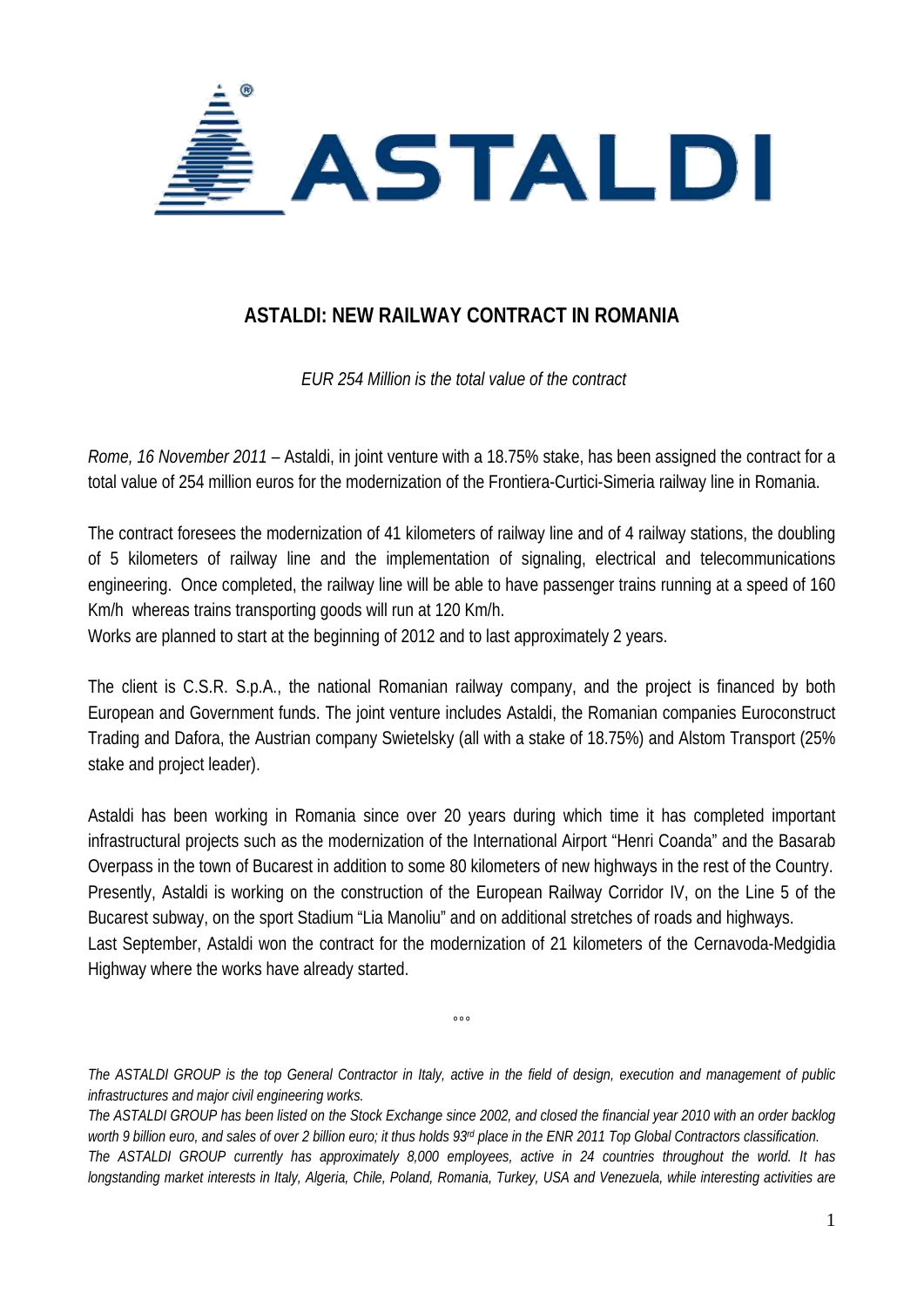ASTALDI

# ASTALDI: NEW RAILWAY CONTRACT IN ROMANIA

*EUR 254 Million is the total value of the contract*

*Rome, 16 November 2011* – Astaldi, in joint venture with a 18.75% stake, has been assigned the contract for a total value of 254 million euros for the modernization of the Frontiera-Curtici-Simeria railway line in Romania.

The contract foresees the modernization of 41 kilometers of railway line and of 4 railway stations, the doubling of 5 kilometers of railway line and the implementation of signaling, electrical and telecommunications engineering. Once completed, the railway line will be able to have passenger trains running at a speed of 160 Km/h whereas trains transporting goods will run at 120 Km/h.
Works are planned to start at the beginning of 2012 and to last approximately 2 years.

The client is C.S.R. S.p.A., the national Romanian railway company, and the project is financed by both European and Government funds. The joint venture includes Astaldi, the Romanian companies Euroconstruct Trading and Dafora, the Austrian company Swietelsky (all with a stake of 18.75%) and Alstom Transport (25% stake and project leader).

Astaldi has been working in Romania since over 20 years during which time it has completed important infrastructural projects such as the modernization of the International Airport "Henri Coanda" and the Basarab Overpass in the town of Bucarest in addition to some 80 kilometers of new highways in the rest of the Country. Presently, Astaldi is working on the construction of the European Railway Corridor IV, on the Line 5 of the Bucarest subway, on the sport Stadium "Lia Manoliu" and on additional stretches of roads and highways.
Last September, Astaldi won the contract for the modernization of 21 kilometers of the Cernavoda-Medgidia Highway where the works have already started.

°°°

*The ASTALDI GROUP is the top General Contractor in Italy, active in the field of design, execution and management of public infrastructures and major civil engineering works.*
*The ASTALDI GROUP has been listed on the Stock Exchange since 2002, and closed the financial year 2010 with an order backlog worth 9 billion euro, and sales of over 2 billion euro; it thus holds 93rd place in the ENR 2011 Top Global Contractors classification.*
*The ASTALDI GROUP currently has approximately 8,000 employees, active in 24 countries throughout the world. It has longstanding market interests in Italy, Algeria, Chile, Poland, Romania, Turkey, USA and Venezuela, while interesting activities are*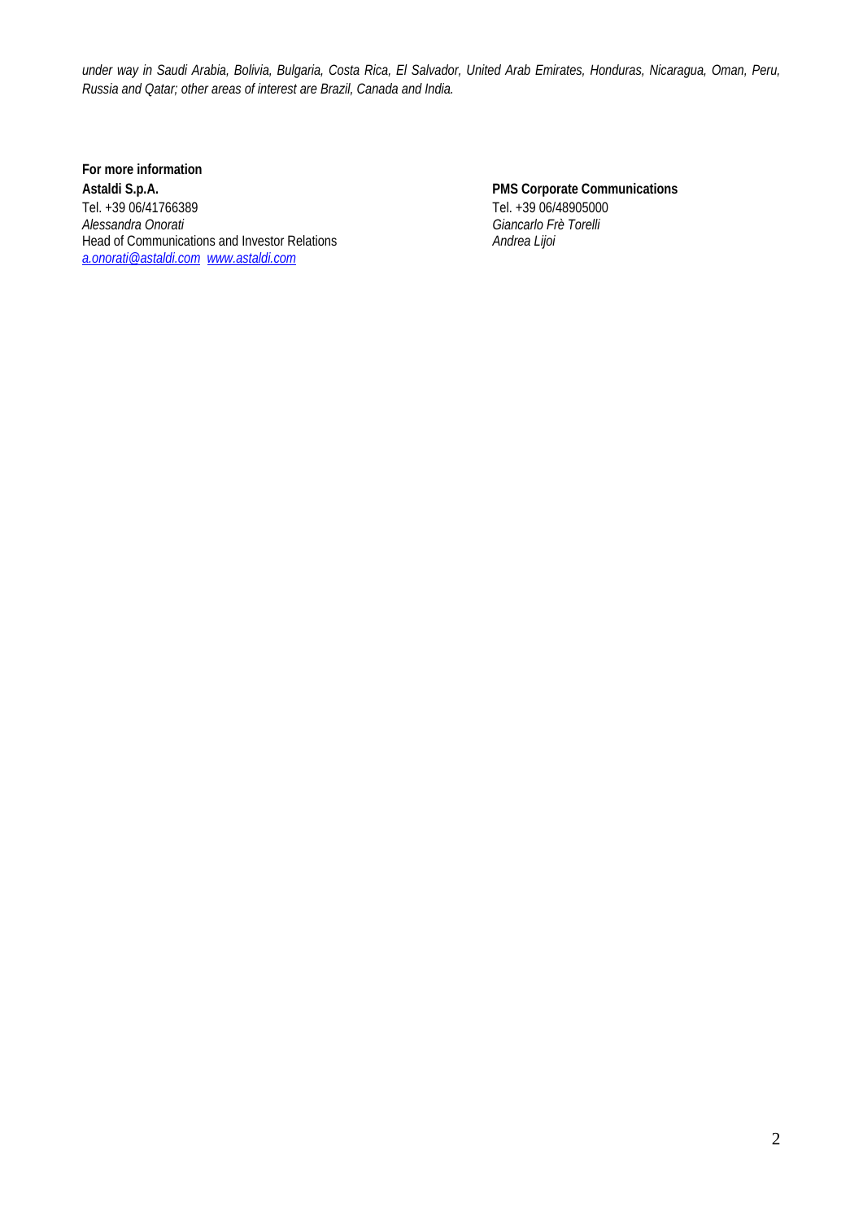*under way in Saudi Arabia, Bolivia, Bulgaria, Costa Rica, El Salvador, United Arab Emirates, Honduras, Nicaragua, Oman, Peru, Russia and Qatar; other areas of interest are Brazil, Canada and India.*

**For more information**

**Astaldi S.p.A.**
Tel. +39 06/41766389
*Alessandra Onorati*
Head of Communications and Investor Relations
*a.onorati@astaldi.com* *www.astaldi.com*

**PMS Corporate Communications**
Tel. +39 06/48905000
*Giancarlo Frè Torelli*
*Andrea Lijoi*